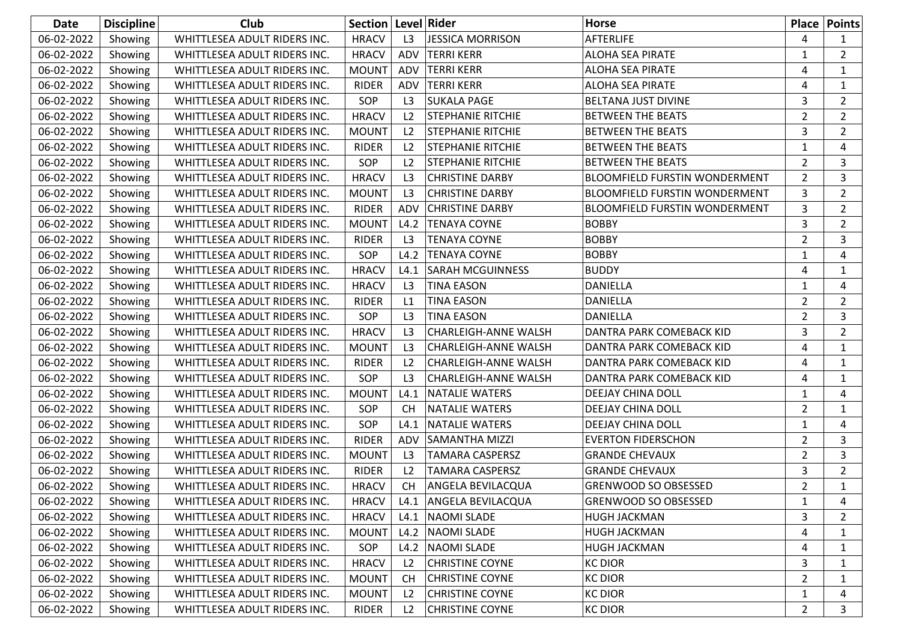| Date | Discipline | Club | Section | Level | Rider | Horse | Place | Points |
|---|---|---|---|---|---|---|---|---|
| 06-02-2022 | Showing | WHITTLESEA ADULT RIDERS INC. | HRACV | L3 | JESSICA MORRISON | AFTERLIFE | 4 | 1 |
| 06-02-2022 | Showing | WHITTLESEA ADULT RIDERS INC. | HRACV | ADV | TERRI KERR | ALOHA SEA PIRATE | 1 | 2 |
| 06-02-2022 | Showing | WHITTLESEA ADULT RIDERS INC. | MOUNT | ADV | TERRI KERR | ALOHA SEA PIRATE | 4 | 1 |
| 06-02-2022 | Showing | WHITTLESEA ADULT RIDERS INC. | RIDER | ADV | TERRI KERR | ALOHA SEA PIRATE | 4 | 1 |
| 06-02-2022 | Showing | WHITTLESEA ADULT RIDERS INC. | SOP | L3 | SUKALA PAGE | BELTANA JUST DIVINE | 3 | 2 |
| 06-02-2022 | Showing | WHITTLESEA ADULT RIDERS INC. | HRACV | L2 | STEPHANIE RITCHIE | BETWEEN THE BEATS | 2 | 2 |
| 06-02-2022 | Showing | WHITTLESEA ADULT RIDERS INC. | MOUNT | L2 | STEPHANIE RITCHIE | BETWEEN THE BEATS | 3 | 2 |
| 06-02-2022 | Showing | WHITTLESEA ADULT RIDERS INC. | RIDER | L2 | STEPHANIE RITCHIE | BETWEEN THE BEATS | 1 | 4 |
| 06-02-2022 | Showing | WHITTLESEA ADULT RIDERS INC. | SOP | L2 | STEPHANIE RITCHIE | BETWEEN THE BEATS | 2 | 3 |
| 06-02-2022 | Showing | WHITTLESEA ADULT RIDERS INC. | HRACV | L3 | CHRISTINE DARBY | BLOOMFIELD FURSTIN WONDERMENT | 2 | 3 |
| 06-02-2022 | Showing | WHITTLESEA ADULT RIDERS INC. | MOUNT | L3 | CHRISTINE DARBY | BLOOMFIELD FURSTIN WONDERMENT | 3 | 2 |
| 06-02-2022 | Showing | WHITTLESEA ADULT RIDERS INC. | RIDER | ADV | CHRISTINE DARBY | BLOOMFIELD FURSTIN WONDERMENT | 3 | 2 |
| 06-02-2022 | Showing | WHITTLESEA ADULT RIDERS INC. | MOUNT | L4.2 | TENAYA COYNE | BOBBY | 3 | 2 |
| 06-02-2022 | Showing | WHITTLESEA ADULT RIDERS INC. | RIDER | L3 | TENAYA COYNE | BOBBY | 2 | 3 |
| 06-02-2022 | Showing | WHITTLESEA ADULT RIDERS INC. | SOP | L4.2 | TENAYA COYNE | BOBBY | 1 | 4 |
| 06-02-2022 | Showing | WHITTLESEA ADULT RIDERS INC. | HRACV | L4.1 | SARAH MCGUINNESS | BUDDY | 4 | 1 |
| 06-02-2022 | Showing | WHITTLESEA ADULT RIDERS INC. | HRACV | L3 | TINA EASON | DANIELLA | 1 | 4 |
| 06-02-2022 | Showing | WHITTLESEA ADULT RIDERS INC. | RIDER | L1 | TINA EASON | DANIELLA | 2 | 2 |
| 06-02-2022 | Showing | WHITTLESEA ADULT RIDERS INC. | SOP | L3 | TINA EASON | DANIELLA | 2 | 3 |
| 06-02-2022 | Showing | WHITTLESEA ADULT RIDERS INC. | HRACV | L3 | CHARLEIGH-ANNE WALSH | DANTRA PARK COMEBACK KID | 3 | 2 |
| 06-02-2022 | Showing | WHITTLESEA ADULT RIDERS INC. | MOUNT | L3 | CHARLEIGH-ANNE WALSH | DANTRA PARK COMEBACK KID | 4 | 1 |
| 06-02-2022 | Showing | WHITTLESEA ADULT RIDERS INC. | RIDER | L2 | CHARLEIGH-ANNE WALSH | DANTRA PARK COMEBACK KID | 4 | 1 |
| 06-02-2022 | Showing | WHITTLESEA ADULT RIDERS INC. | SOP | L3 | CHARLEIGH-ANNE WALSH | DANTRA PARK COMEBACK KID | 4 | 1 |
| 06-02-2022 | Showing | WHITTLESEA ADULT RIDERS INC. | MOUNT | L4.1 | NATALIE WATERS | DEEJAY CHINA DOLL | 1 | 4 |
| 06-02-2022 | Showing | WHITTLESEA ADULT RIDERS INC. | SOP | CH | NATALIE WATERS | DEEJAY CHINA DOLL | 2 | 1 |
| 06-02-2022 | Showing | WHITTLESEA ADULT RIDERS INC. | SOP | L4.1 | NATALIE WATERS | DEEJAY CHINA DOLL | 1 | 4 |
| 06-02-2022 | Showing | WHITTLESEA ADULT RIDERS INC. | RIDER | ADV | SAMANTHA MIZZI | EVERTON FIDERSCHON | 2 | 3 |
| 06-02-2022 | Showing | WHITTLESEA ADULT RIDERS INC. | MOUNT | L3 | TAMARA CASPERSZ | GRANDE CHEVAUX | 2 | 3 |
| 06-02-2022 | Showing | WHITTLESEA ADULT RIDERS INC. | RIDER | L2 | TAMARA CASPERSZ | GRANDE CHEVAUX | 3 | 2 |
| 06-02-2022 | Showing | WHITTLESEA ADULT RIDERS INC. | HRACV | CH | ANGELA BEVILACQUA | GRENWOOD SO OBSESSED | 2 | 1 |
| 06-02-2022 | Showing | WHITTLESEA ADULT RIDERS INC. | HRACV | L4.1 | ANGELA BEVILACQUA | GRENWOOD SO OBSESSED | 1 | 4 |
| 06-02-2022 | Showing | WHITTLESEA ADULT RIDERS INC. | HRACV | L4.1 | NAOMI SLADE | HUGH JACKMAN | 3 | 2 |
| 06-02-2022 | Showing | WHITTLESEA ADULT RIDERS INC. | MOUNT | L4.2 | NAOMI SLADE | HUGH JACKMAN | 4 | 1 |
| 06-02-2022 | Showing | WHITTLESEA ADULT RIDERS INC. | SOP | L4.2 | NAOMI SLADE | HUGH JACKMAN | 4 | 1 |
| 06-02-2022 | Showing | WHITTLESEA ADULT RIDERS INC. | HRACV | L2 | CHRISTINE COYNE | KC DIOR | 3 | 1 |
| 06-02-2022 | Showing | WHITTLESEA ADULT RIDERS INC. | MOUNT | CH | CHRISTINE COYNE | KC DIOR | 2 | 1 |
| 06-02-2022 | Showing | WHITTLESEA ADULT RIDERS INC. | MOUNT | L2 | CHRISTINE COYNE | KC DIOR | 1 | 4 |
| 06-02-2022 | Showing | WHITTLESEA ADULT RIDERS INC. | RIDER | L2 | CHRISTINE COYNE | KC DIOR | 2 | 3 |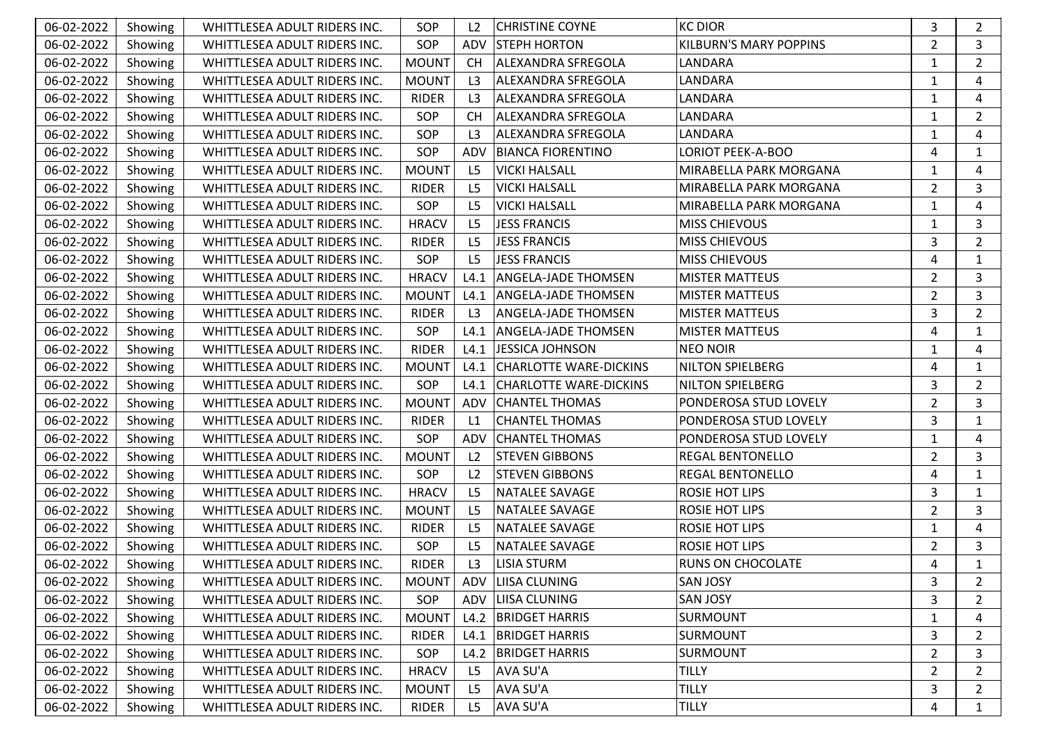| | | | | | | | | |
|---|---|---|---|---|---|---|---|---|
| 06-02-2022 | Showing | WHITTLESEA ADULT RIDERS INC. | SOP | L2 | CHRISTINE COYNE | KC DIOR | 3 | 2 |
| 06-02-2022 | Showing | WHITTLESEA ADULT RIDERS INC. | SOP | ADV | STEPH HORTON | KILBURN'S MARY POPPINS | 2 | 3 |
| 06-02-2022 | Showing | WHITTLESEA ADULT RIDERS INC. | MOUNT | CH | ALEXANDRA SFREGOLA | LANDARA | 1 | 2 |
| 06-02-2022 | Showing | WHITTLESEA ADULT RIDERS INC. | MOUNT | L3 | ALEXANDRA SFREGOLA | LANDARA | 1 | 4 |
| 06-02-2022 | Showing | WHITTLESEA ADULT RIDERS INC. | RIDER | L3 | ALEXANDRA SFREGOLA | LANDARA | 1 | 4 |
| 06-02-2022 | Showing | WHITTLESEA ADULT RIDERS INC. | SOP | CH | ALEXANDRA SFREGOLA | LANDARA | 1 | 2 |
| 06-02-2022 | Showing | WHITTLESEA ADULT RIDERS INC. | SOP | L3 | ALEXANDRA SFREGOLA | LANDARA | 1 | 4 |
| 06-02-2022 | Showing | WHITTLESEA ADULT RIDERS INC. | SOP | ADV | BIANCA FIORENTINO | LORIOT PEEK-A-BOO | 4 | 1 |
| 06-02-2022 | Showing | WHITTLESEA ADULT RIDERS INC. | MOUNT | L5 | VICKI HALSALL | MIRABELLA PARK MORGANA | 1 | 4 |
| 06-02-2022 | Showing | WHITTLESEA ADULT RIDERS INC. | RIDER | L5 | VICKI HALSALL | MIRABELLA PARK MORGANA | 2 | 3 |
| 06-02-2022 | Showing | WHITTLESEA ADULT RIDERS INC. | SOP | L5 | VICKI HALSALL | MIRABELLA PARK MORGANA | 1 | 4 |
| 06-02-2022 | Showing | WHITTLESEA ADULT RIDERS INC. | HRACV | L5 | JESS FRANCIS | MISS CHIEVOUS | 1 | 3 |
| 06-02-2022 | Showing | WHITTLESEA ADULT RIDERS INC. | RIDER | L5 | JESS FRANCIS | MISS CHIEVOUS | 3 | 2 |
| 06-02-2022 | Showing | WHITTLESEA ADULT RIDERS INC. | SOP | L5 | JESS FRANCIS | MISS CHIEVOUS | 4 | 1 |
| 06-02-2022 | Showing | WHITTLESEA ADULT RIDERS INC. | HRACV | L4.1 | ANGELA-JADE THOMSEN | MISTER MATTEUS | 2 | 3 |
| 06-02-2022 | Showing | WHITTLESEA ADULT RIDERS INC. | MOUNT | L4.1 | ANGELA-JADE THOMSEN | MISTER MATTEUS | 2 | 3 |
| 06-02-2022 | Showing | WHITTLESEA ADULT RIDERS INC. | RIDER | L3 | ANGELA-JADE THOMSEN | MISTER MATTEUS | 3 | 2 |
| 06-02-2022 | Showing | WHITTLESEA ADULT RIDERS INC. | SOP | L4.1 | ANGELA-JADE THOMSEN | MISTER MATTEUS | 4 | 1 |
| 06-02-2022 | Showing | WHITTLESEA ADULT RIDERS INC. | RIDER | L4.1 | JESSICA JOHNSON | NEO NOIR | 1 | 4 |
| 06-02-2022 | Showing | WHITTLESEA ADULT RIDERS INC. | MOUNT | L4.1 | CHARLOTTE WARE-DICKINS | NILTON SPIELBERG | 4 | 1 |
| 06-02-2022 | Showing | WHITTLESEA ADULT RIDERS INC. | SOP | L4.1 | CHARLOTTE WARE-DICKINS | NILTON SPIELBERG | 3 | 2 |
| 06-02-2022 | Showing | WHITTLESEA ADULT RIDERS INC. | MOUNT | ADV | CHANTEL THOMAS | PONDEROSA STUD LOVELY | 2 | 3 |
| 06-02-2022 | Showing | WHITTLESEA ADULT RIDERS INC. | RIDER | L1 | CHANTEL THOMAS | PONDEROSA STUD LOVELY | 3 | 1 |
| 06-02-2022 | Showing | WHITTLESEA ADULT RIDERS INC. | SOP | ADV | CHANTEL THOMAS | PONDEROSA STUD LOVELY | 1 | 4 |
| 06-02-2022 | Showing | WHITTLESEA ADULT RIDERS INC. | MOUNT | L2 | STEVEN GIBBONS | REGAL BENTONELLO | 2 | 3 |
| 06-02-2022 | Showing | WHITTLESEA ADULT RIDERS INC. | SOP | L2 | STEVEN GIBBONS | REGAL BENTONELLO | 4 | 1 |
| 06-02-2022 | Showing | WHITTLESEA ADULT RIDERS INC. | HRACV | L5 | NATALEE SAVAGE | ROSIE HOT LIPS | 3 | 1 |
| 06-02-2022 | Showing | WHITTLESEA ADULT RIDERS INC. | MOUNT | L5 | NATALEE SAVAGE | ROSIE HOT LIPS | 2 | 3 |
| 06-02-2022 | Showing | WHITTLESEA ADULT RIDERS INC. | RIDER | L5 | NATALEE SAVAGE | ROSIE HOT LIPS | 1 | 4 |
| 06-02-2022 | Showing | WHITTLESEA ADULT RIDERS INC. | SOP | L5 | NATALEE SAVAGE | ROSIE HOT LIPS | 2 | 3 |
| 06-02-2022 | Showing | WHITTLESEA ADULT RIDERS INC. | RIDER | L3 | LISIA STURM | RUNS ON CHOCOLATE | 4 | 1 |
| 06-02-2022 | Showing | WHITTLESEA ADULT RIDERS INC. | MOUNT | ADV | LIISA CLUNING | SAN JOSY | 3 | 2 |
| 06-02-2022 | Showing | WHITTLESEA ADULT RIDERS INC. | SOP | ADV | LIISA CLUNING | SAN JOSY | 3 | 2 |
| 06-02-2022 | Showing | WHITTLESEA ADULT RIDERS INC. | MOUNT | L4.2 | BRIDGET HARRIS | SURMOUNT | 1 | 4 |
| 06-02-2022 | Showing | WHITTLESEA ADULT RIDERS INC. | RIDER | L4.1 | BRIDGET HARRIS | SURMOUNT | 3 | 2 |
| 06-02-2022 | Showing | WHITTLESEA ADULT RIDERS INC. | SOP | L4.2 | BRIDGET HARRIS | SURMOUNT | 2 | 3 |
| 06-02-2022 | Showing | WHITTLESEA ADULT RIDERS INC. | HRACV | L5 | AVA SU'A | TILLY | 2 | 2 |
| 06-02-2022 | Showing | WHITTLESEA ADULT RIDERS INC. | MOUNT | L5 | AVA SU'A | TILLY | 3 | 2 |
| 06-02-2022 | Showing | WHITTLESEA ADULT RIDERS INC. | RIDER | L5 | AVA SU'A | TILLY | 4 | 1 |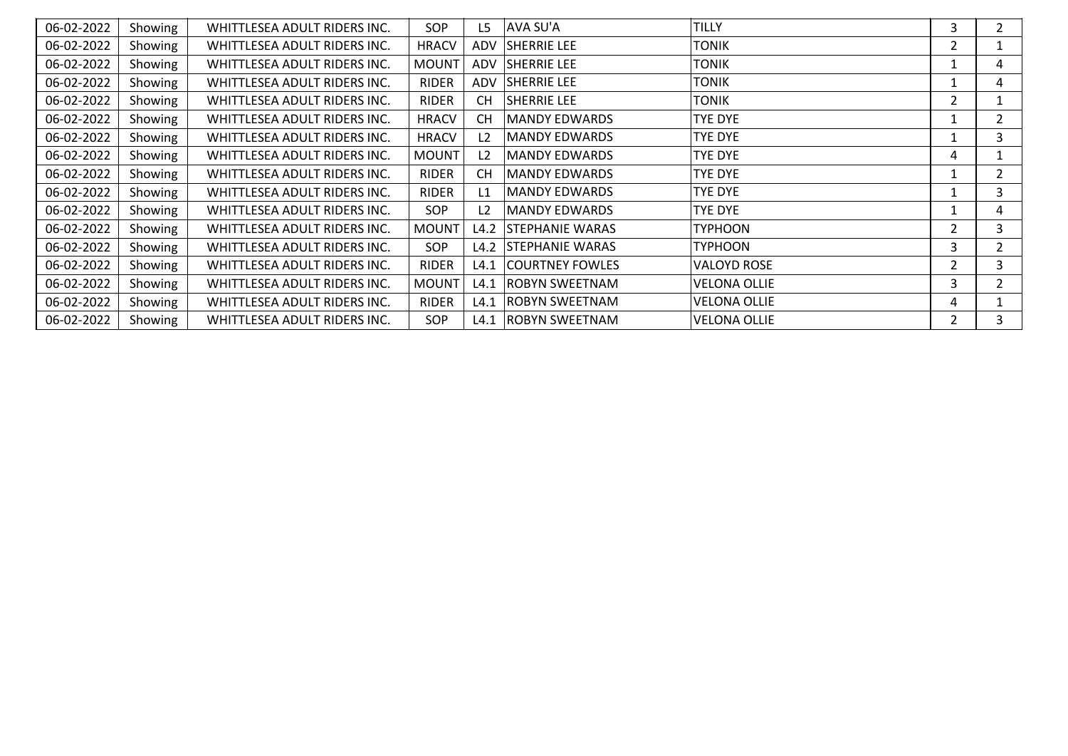| | | | | | | | | |
|---|---|---|---|---|---|---|---|---|
| 06-02-2022 | Showing | WHITTLESEA ADULT RIDERS INC. | SOP | L5 | AVA SU'A | TILLY | 3 | 2 |
| 06-02-2022 | Showing | WHITTLESEA ADULT RIDERS INC. | HRACV | ADV | SHERRIE LEE | TONIK | 2 | 1 |
| 06-02-2022 | Showing | WHITTLESEA ADULT RIDERS INC. | MOUNT | ADV | SHERRIE LEE | TONIK | 1 | 4 |
| 06-02-2022 | Showing | WHITTLESEA ADULT RIDERS INC. | RIDER | ADV | SHERRIE LEE | TONIK | 1 | 4 |
| 06-02-2022 | Showing | WHITTLESEA ADULT RIDERS INC. | RIDER | CH | SHERRIE LEE | TONIK | 2 | 1 |
| 06-02-2022 | Showing | WHITTLESEA ADULT RIDERS INC. | HRACV | CH | MANDY EDWARDS | TYE DYE | 1 | 2 |
| 06-02-2022 | Showing | WHITTLESEA ADULT RIDERS INC. | HRACV | L2 | MANDY EDWARDS | TYE DYE | 1 | 3 |
| 06-02-2022 | Showing | WHITTLESEA ADULT RIDERS INC. | MOUNT | L2 | MANDY EDWARDS | TYE DYE | 4 | 1 |
| 06-02-2022 | Showing | WHITTLESEA ADULT RIDERS INC. | RIDER | CH | MANDY EDWARDS | TYE DYE | 1 | 2 |
| 06-02-2022 | Showing | WHITTLESEA ADULT RIDERS INC. | RIDER | L1 | MANDY EDWARDS | TYE DYE | 1 | 3 |
| 06-02-2022 | Showing | WHITTLESEA ADULT RIDERS INC. | SOP | L2 | MANDY EDWARDS | TYE DYE | 1 | 4 |
| 06-02-2022 | Showing | WHITTLESEA ADULT RIDERS INC. | MOUNT | L4.2 | STEPHANIE WARAS | TYPHOON | 2 | 3 |
| 06-02-2022 | Showing | WHITTLESEA ADULT RIDERS INC. | SOP | L4.2 | STEPHANIE WARAS | TYPHOON | 3 | 2 |
| 06-02-2022 | Showing | WHITTLESEA ADULT RIDERS INC. | RIDER | L4.1 | COURTNEY FOWLES | VALOYD ROSE | 2 | 3 |
| 06-02-2022 | Showing | WHITTLESEA ADULT RIDERS INC. | MOUNT | L4.1 | ROBYN SWEETNAM | VELONA OLLIE | 3 | 2 |
| 06-02-2022 | Showing | WHITTLESEA ADULT RIDERS INC. | RIDER | L4.1 | ROBYN SWEETNAM | VELONA OLLIE | 4 | 1 |
| 06-02-2022 | Showing | WHITTLESEA ADULT RIDERS INC. | SOP | L4.1 | ROBYN SWEETNAM | VELONA OLLIE | 2 | 3 |